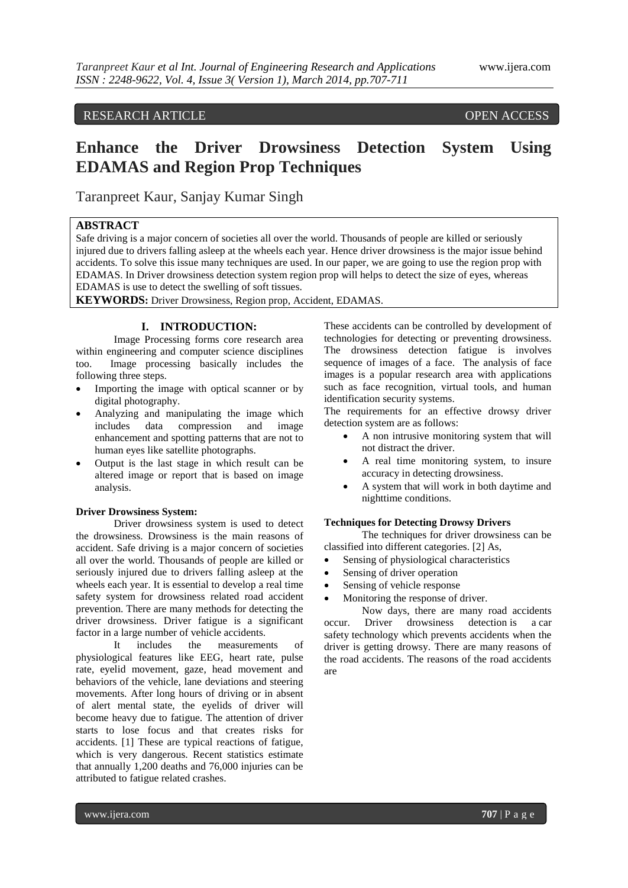RESEARCH ARTICLE OPEN ACCESS

# Enhance the Driver Drowsiness Detection System Using EDAMAS and Region Prop Techniques

Taranpreet Kaur, Sanjay Kumar Singh

## ABSTRACT

Safe driving is a major concern of societies all over the world. Thousands of people are killed or seriously injured due to drivers falling asleep at the wheels each year. Hence driver drowsiness is the major issue behind accidents. To solve this issue many techniques are used. In our paper, we are going to use the region prop with EDAMAS. In Driver drowsiness detection system region prop will helps to detect the size of eyes, whereas EDAMAS is use to detect the swelling of soft tissues.

**KEYWORDS:** Driver Drowsiness, Region prop, Accident, EDAMAS.

## I. INTRODUCTION:

Image Processing forms core research area within engineering and computer science disciplines too. Image processing basically includes the following three steps.

- Importing the image with optical scanner or by digital photography.
- Analyzing and manipulating the image which includes data compression and image enhancement and spotting patterns that are not to human eyes like satellite photographs.
- Output is the last stage in which result can be altered image or report that is based on image analysis.

**Driver Drowsiness System:**

Driver drowsiness system is used to detect the drowsiness. Drowsiness is the main reasons of accident. Safe driving is a major concern of societies all over the world. Thousands of people are killed or seriously injured due to drivers falling asleep at the wheels each year. It is essential to develop a real time safety system for drowsiness related road accident prevention. There are many methods for detecting the driver drowsiness. Driver fatigue is a significant factor in a large number of vehicle accidents.

It includes the measurements of physiological features like EEG, heart rate, pulse rate, eyelid movement, gaze, head movement and behaviors of the vehicle, lane deviations and steering movements. After long hours of driving or in absent of alert mental state, the eyelids of driver will become heavy due to fatigue. The attention of driver starts to lose focus and that creates risks for accidents. [1] These are typical reactions of fatigue, which is very dangerous. Recent statistics estimate that annually 1,200 deaths and 76,000 injuries can be attributed to fatigue related crashes.

These accidents can be controlled by development of technologies for detecting or preventing drowsiness. The drowsiness detection fatigue is involves sequence of images of a face. The analysis of face images is a popular research area with applications such as face recognition, virtual tools, and human identification security systems.

The requirements for an effective drowsy driver detection system are as follows:

- A non intrusive monitoring system that will not distract the driver.
- A real time monitoring system, to insure accuracy in detecting drowsiness.
- A system that will work in both daytime and nighttime conditions.

**Techniques for Detecting Drowsy Drivers**

The techniques for driver drowsiness can be classified into different categories. [2] As,

- Sensing of physiological characteristics
- Sensing of driver operation
- Sensing of vehicle response
- Monitoring the response of driver.

Now days, there are many road accidents occur. Driver drowsiness detection is a car safety technology which prevents accidents when the driver is getting drowsy. There are many reasons of the road accidents. The reasons of the road accidents are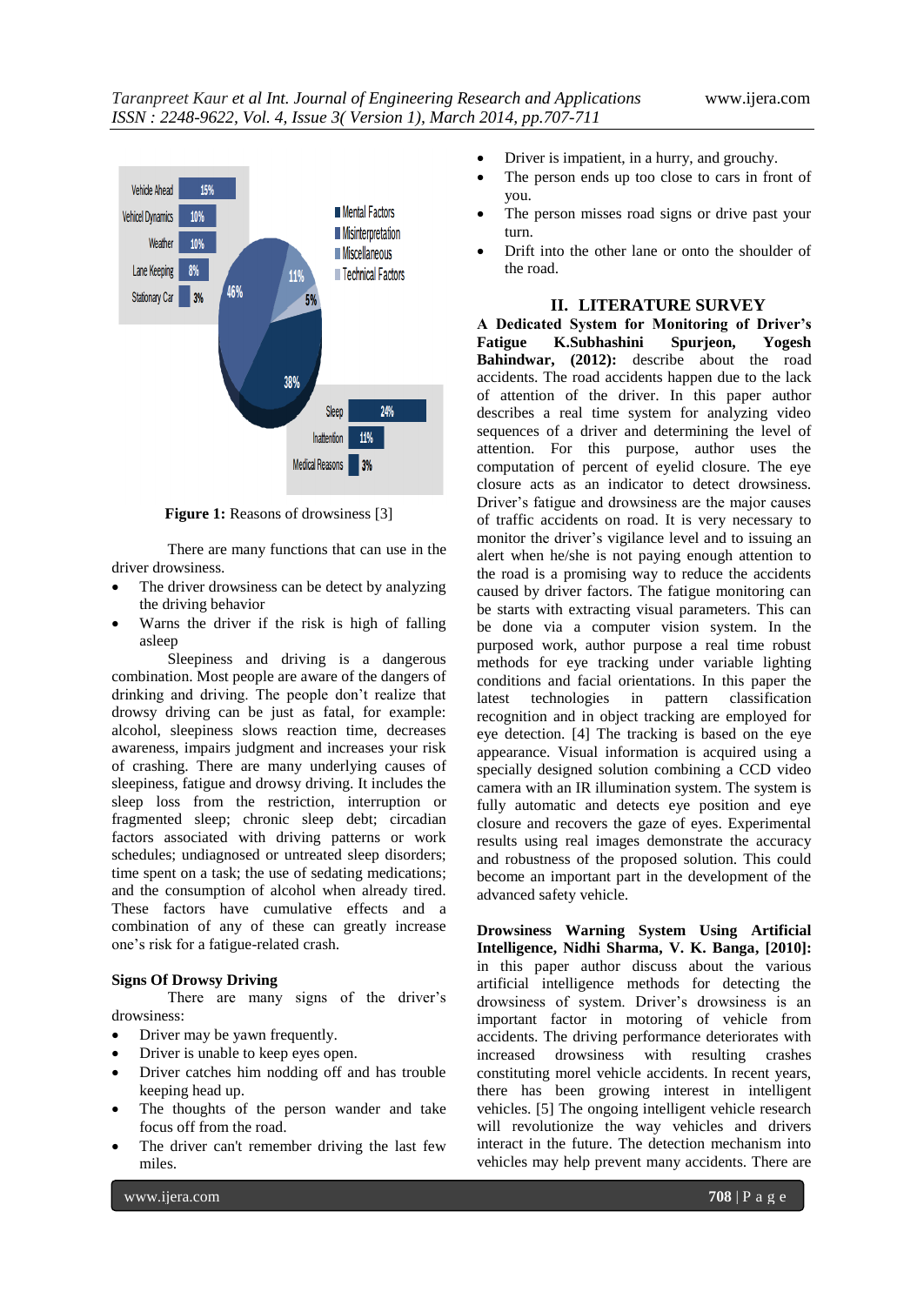**Figure 1:** Reasons of drowsiness [3]

There are many functions that can use in the driver drowsiness.

- The driver drowsiness can be detect by analyzing the driving behavior
- Warns the driver if the risk is high of falling asleep

Sleepiness and driving is a dangerous combination. Most people are aware of the dangers of drinking and driving. The people don't realize that drowsy driving can be just as fatal, for example: alcohol, sleepiness slows reaction time, decreases awareness, impairs judgment and increases your risk of crashing. There are many underlying causes of sleepiness, fatigue and drowsy driving. It includes the sleep loss from the restriction, interruption or fragmented sleep; chronic sleep debt; circadian factors associated with driving patterns or work schedules; undiagnosed or untreated sleep disorders; time spent on a task; the use of sedating medications; and the consumption of alcohol when already tired. These factors have cumulative effects and a combination of any of these can greatly increase one's risk for a fatigue-related crash.

**Signs Of Drowsy Driving**

There are many signs of the driver's drowsiness:

- Driver may be yawn frequently.
- Driver is unable to keep eyes open.
- Driver catches him nodding off and has trouble keeping head up.
- The thoughts of the person wander and take focus off from the road.
- The driver can't remember driving the last few miles.
- Driver is impatient, in a hurry, and grouchy.
- The person ends up too close to cars in front of you.
- The person misses road signs or drive past your turn.
- Drift into the other lane or onto the shoulder of the road.

## II. LITERATURE SURVEY

**A Dedicated System for Monitoring of Driver's Fatigue K.Subhashini Spurjeon, Yogesh Bahindwar, (2012):** describe about the road accidents. The road accidents happen due to the lack of attention of the driver. In this paper author describes a real time system for analyzing video sequences of a driver and determining the level of attention. For this purpose, author uses the computation of percent of eyelid closure. The eye closure acts as an indicator to detect drowsiness. Driver's fatigue and drowsiness are the major causes of traffic accidents on road. It is very necessary to monitor the driver's vigilance level and to issuing an alert when he/she is not paying enough attention to the road is a promising way to reduce the accidents caused by driver factors. The fatigue monitoring can be starts with extracting visual parameters. This can be done via a computer vision system. In the purposed work, author purpose a real time robust methods for eye tracking under variable lighting conditions and facial orientations. In this paper the latest technologies in pattern classification recognition and in object tracking are employed for eye detection. [4] The tracking is based on the eye appearance. Visual information is acquired using a specially designed solution combining a CCD video camera with an IR illumination system. The system is fully automatic and detects eye position and eye closure and recovers the gaze of eyes. Experimental results using real images demonstrate the accuracy and robustness of the proposed solution. This could become an important part in the development of the advanced safety vehicle.

**Drowsiness Warning System Using Artificial Intelligence, Nidhi Sharma, V. K. Banga, [2010]:** in this paper author discuss about the various artificial intelligence methods for detecting the drowsiness of system. Driver's drowsiness is an important factor in motoring of vehicle from accidents. The driving performance deteriorates with increased drowsiness with resulting crashes constituting morel vehicle accidents. In recent years, there has been growing interest in intelligent vehicles. [5] The ongoing intelligent vehicle research will revolutionize the way vehicles and drivers interact in the future. The detection mechanism into vehicles may help prevent many accidents. There are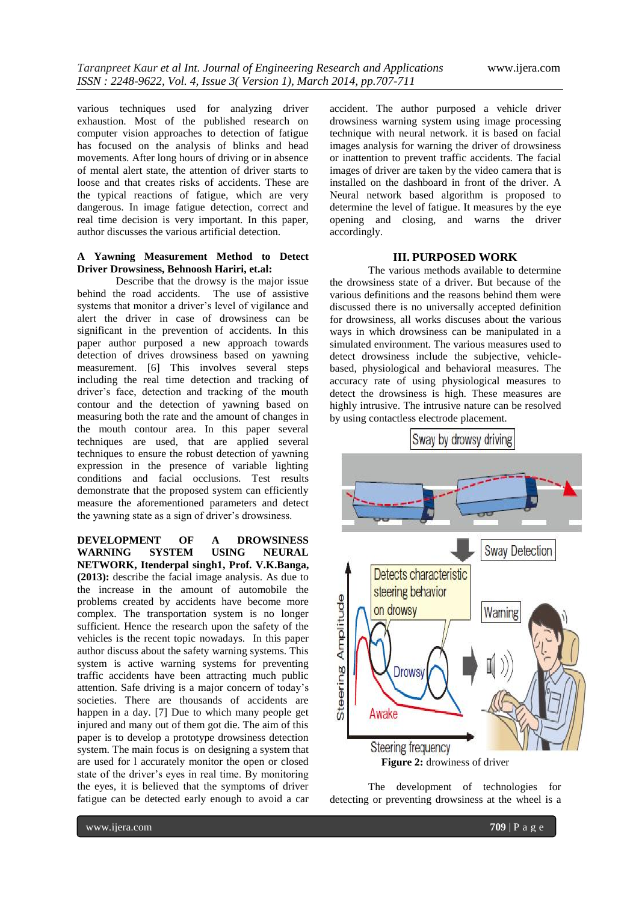various techniques used for analyzing driver exhaustion. Most of the published research on computer vision approaches to detection of fatigue has focused on the analysis of blinks and head movements. After long hours of driving or in absence of mental alert state, the attention of driver starts to loose and that creates risks of accidents. These are the typical reactions of fatigue, which are very dangerous. In image fatigue detection, correct and real time decision is very important. In this paper, author discusses the various artificial detection.

**A Yawning Measurement Method to Detect Driver Drowsiness, Behnoosh Hariri, et.al:**

Describe that the drowsy is the major issue behind the road accidents. The use of assistive systems that monitor a driver's level of vigilance and alert the driver in case of drowsiness can be significant in the prevention of accidents. In this paper author purposed a new approach towards detection of drives drowsiness based on yawning measurement. [6] This involves several steps including the real time detection and tracking of driver's face, detection and tracking of the mouth contour and the detection of yawning based on measuring both the rate and the amount of changes in the mouth contour area. In this paper several techniques are used, that are applied several techniques to ensure the robust detection of yawning expression in the presence of variable lighting conditions and facial occlusions. Test results demonstrate that the proposed system can efficiently measure the aforementioned parameters and detect the yawning state as a sign of driver's drowsiness.

**DEVELOPMENT OF A DROWSINESS WARNING SYSTEM USING NEURAL NETWORK, Itenderpal singh1, Prof. V.K.Banga, (2013):** describe the facial image analysis. As due to the increase in the amount of automobile the problems created by accidents have become more complex. The transportation system is no longer sufficient. Hence the research upon the safety of the vehicles is the recent topic nowadays. In this paper author discuss about the safety warning systems. This system is active warning systems for preventing traffic accidents have been attracting much public attention. Safe driving is a major concern of today's societies. There are thousands of accidents are happen in a day. [7] Due to which many people get injured and many out of them got die. The aim of this paper is to develop a prototype drowsiness detection system. The main focus is on designing a system that are used for l accurately monitor the open or closed state of the driver's eyes in real time. By monitoring the eyes, it is believed that the symptoms of driver fatigue can be detected early enough to avoid a car accident. The author purposed a vehicle driver drowsiness warning system using image processing technique with neural network. it is based on facial images analysis for warning the driver of drowsiness or inattention to prevent traffic accidents. The facial images of driver are taken by the video camera that is installed on the dashboard in front of the driver. A Neural network based algorithm is proposed to determine the level of fatigue. It measures by the eye opening and closing, and warns the driver accordingly.

## III. PURPOSED WORK

The various methods available to determine the drowsiness state of a driver. But because of the various definitions and the reasons behind them were discussed there is no universally accepted definition for drowsiness, all works discuses about the various ways in which drowsiness can be manipulated in a simulated environment. The various measures used to detect drowsiness include the subjective, vehicle-based, physiological and behavioral measures. The accuracy rate of using physiological measures to detect the drowsiness is high. These measures are highly intrusive. The intrusive nature can be resolved by using contactless electrode placement.

**Figure 2:** drowiness of driver

The development of technologies for detecting or preventing drowsiness at the wheel is a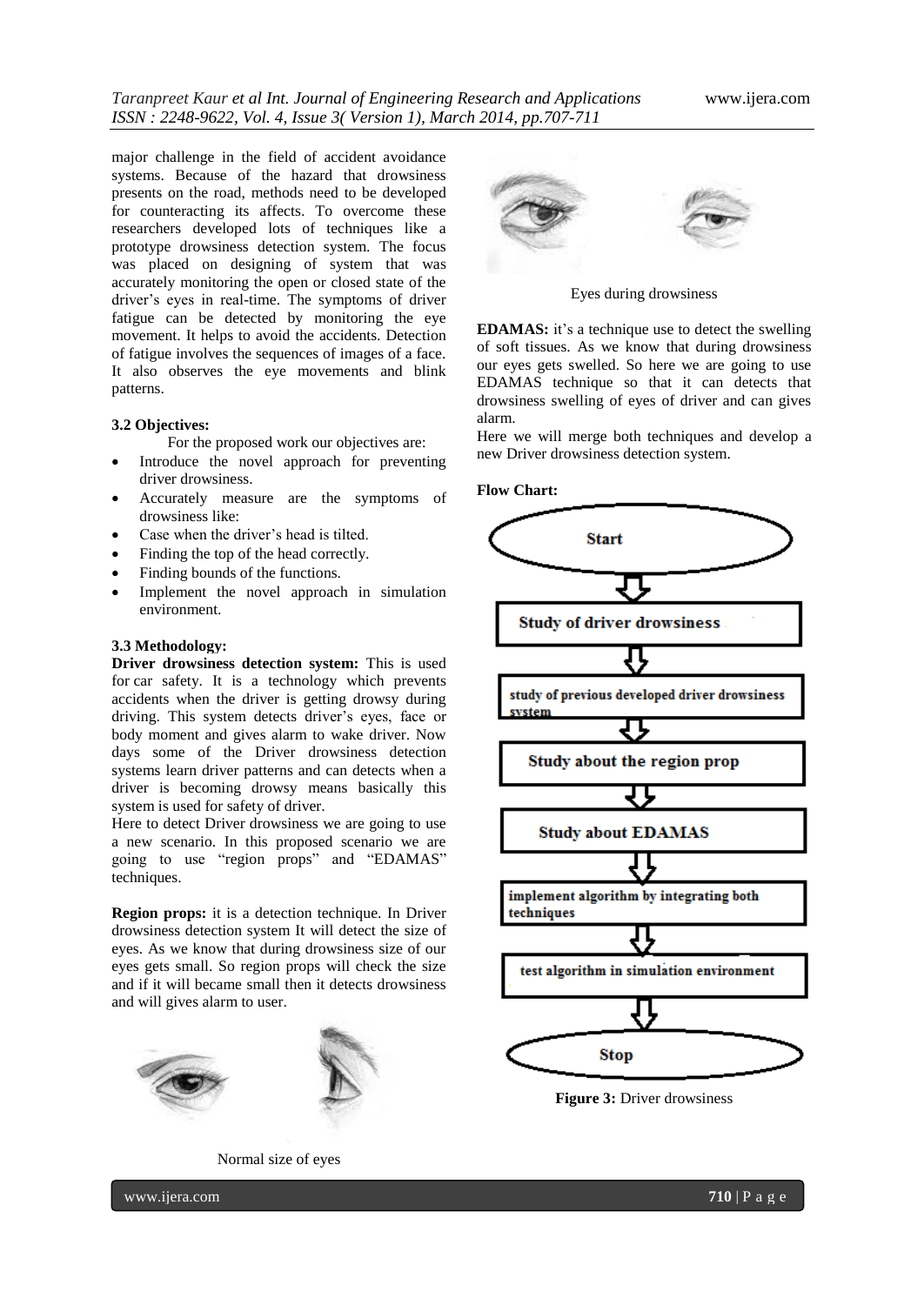major challenge in the field of accident avoidance systems. Because of the hazard that drowsiness presents on the road, methods need to be developed for counteracting its affects. To overcome these researchers developed lots of techniques like a prototype drowsiness detection system. The focus was placed on designing of system that was accurately monitoring the open or closed state of the driver's eyes in real-time. The symptoms of driver fatigue can be detected by monitoring the eye movement. It helps to avoid the accidents. Detection of fatigue involves the sequences of images of a face. It also observes the eye movements and blink patterns.

### 3.2 Objectives:

For the proposed work our objectives are:

- Introduce the novel approach for preventing driver drowsiness.
- Accurately measure are the symptoms of drowsiness like:
- Case when the driver's head is tilted.
- Finding the top of the head correctly.
- Finding bounds of the functions.
- Implement the novel approach in simulation environment.

### 3.3 Methodology:

**Driver drowsiness detection system:** This is used for car safety. It is a technology which prevents accidents when the driver is getting drowsy during driving. This system detects driver's eyes, face or body moment and gives alarm to wake driver. Now days some of the Driver drowsiness detection systems learn driver patterns and can detects when a driver is becoming drowsy means basically this system is used for safety of driver.

Here to detect Driver drowsiness we are going to use a new scenario. In this proposed scenario we are going to use "region props" and "EDAMAS" techniques.

**Region props:** it is a detection technique. In Driver drowsiness detection system It will detect the size of eyes. As we know that during drowsiness size of our eyes gets small. So region props will check the size and if it will became small then it detects drowsiness and will gives alarm to user.

Normal size of eyes

Eyes during drowsiness

**EDAMAS:** it's a technique use to detect the swelling of soft tissues. As we know that during drowsiness our eyes gets swelled. So here we are going to use EDAMAS technique so that it can detects that drowsiness swelling of eyes of driver and can gives alarm.

Here we will merge both techniques and develop a new Driver drowsiness detection system.

**Flow Chart:**

Start → Study of driver drowsiness → study of previous developed driver drowsiness system → Study about the region prop → Study about EDAMAS → implement algorithm by integrating both techniques → test algorithm in simulation environment → Stop

**Figure 3:** Driver drowsiness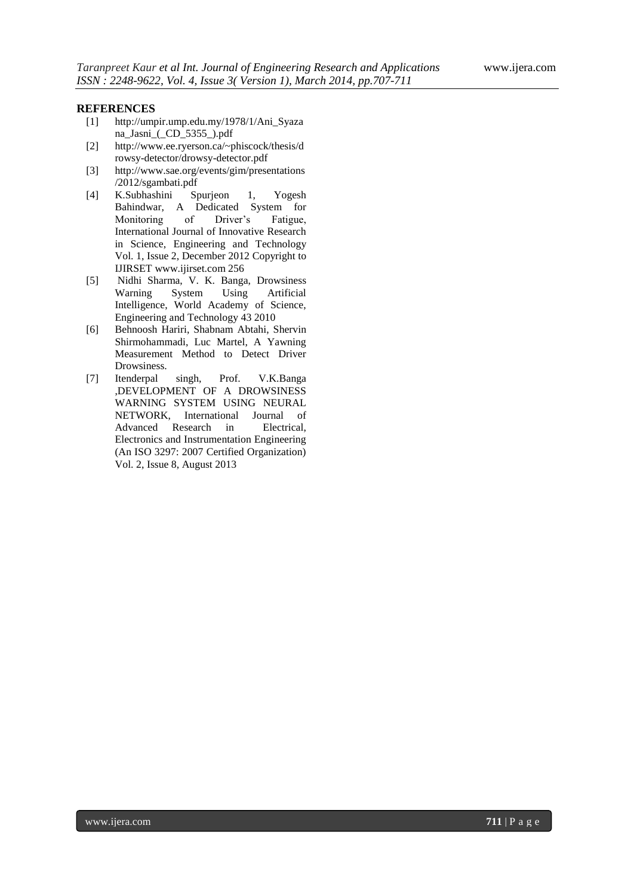## REFERENCES

[1] http://umpir.ump.edu.my/1978/1/Ani_Syazana_Jasni_(_CD_5355_).pdf

[2] http://www.ee.ryerson.ca/~phiscock/thesis/drowsy-detector/drowsy-detector.pdf

[3] http://www.sae.org/events/gim/presentations/2012/sgambati.pdf

[4] K.Subhashini Spurjeon 1, Yogesh Bahindwar, A Dedicated System for Monitoring of Driver's Fatigue, International Journal of Innovative Research in Science, Engineering and Technology Vol. 1, Issue 2, December 2012 Copyright to IJIRSET www.ijirset.com 256

[5] Nidhi Sharma, V. K. Banga, Drowsiness Warning System Using Artificial Intelligence, World Academy of Science, Engineering and Technology 43 2010

[6] Behnoosh Hariri, Shabnam Abtahi, Shervin Shirmohammadi, Luc Martel, A Yawning Measurement Method to Detect Driver Drowsiness.

[7] Itenderpal singh, Prof. V.K.Banga ,DEVELOPMENT OF A DROWSINESS WARNING SYSTEM USING NEURAL NETWORK, International Journal of Advanced Research in Electrical, Electronics and Instrumentation Engineering (An ISO 3297: 2007 Certified Organization) Vol. 2, Issue 8, August 2013